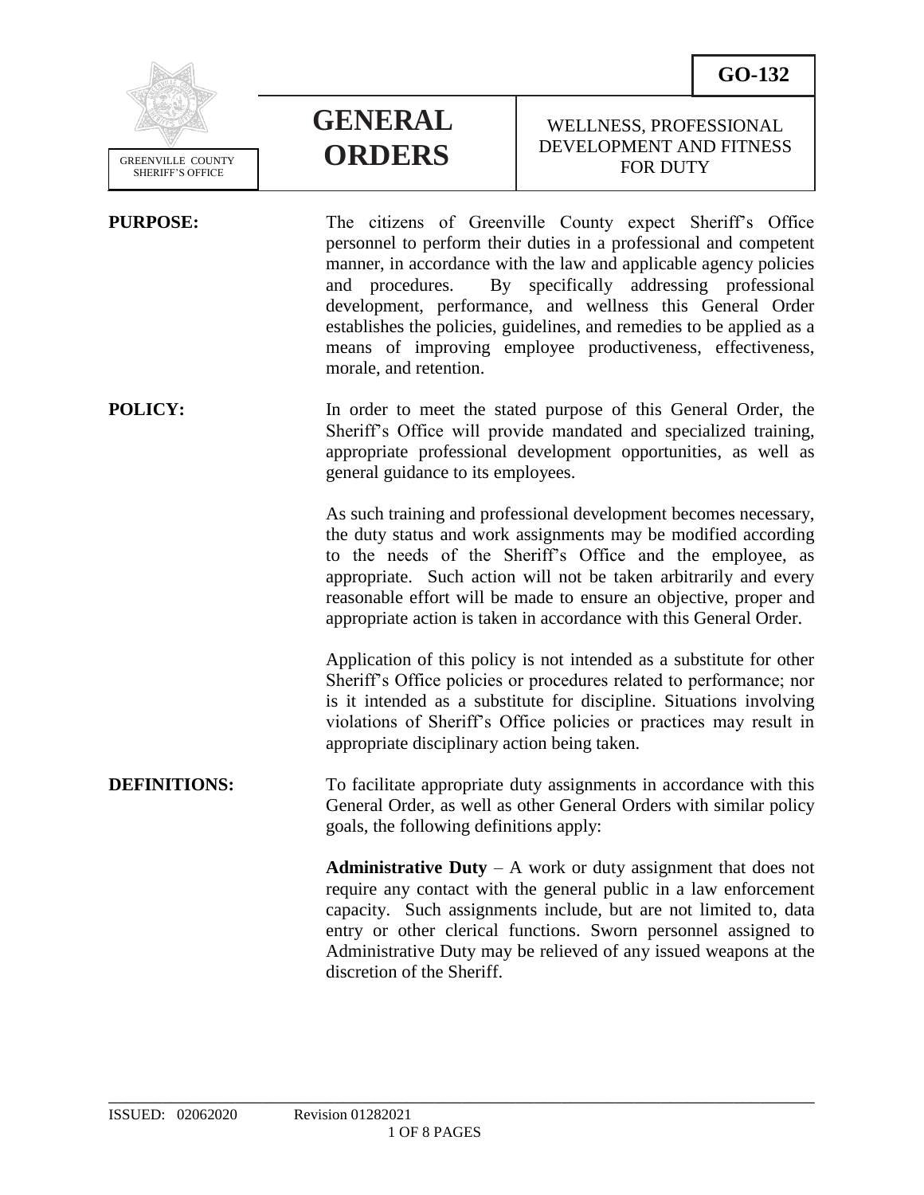GREENVILLE COUNTY SHERIFF'S OFFICE

# GENERAL ORDERS

**GO-132**

## WELLNESS, PROFESSIONAL DEVELOPMENT AND FITNESS FOR DUTY

**PURPOSE:**

The citizens of Greenville County expect Sheriff's Office personnel to perform their duties in a professional and competent manner, in accordance with the law and applicable agency policies and procedures. By specifically addressing professional development, performance, and wellness this General Order establishes the policies, guidelines, and remedies to be applied as a means of improving employee productiveness, effectiveness, morale, and retention.

**POLICY:**

In order to meet the stated purpose of this General Order, the Sheriff's Office will provide mandated and specialized training, appropriate professional development opportunities, as well as general guidance to its employees.

As such training and professional development becomes necessary, the duty status and work assignments may be modified according to the needs of the Sheriff's Office and the employee, as appropriate. Such action will not be taken arbitrarily and every reasonable effort will be made to ensure an objective, proper and appropriate action is taken in accordance with this General Order.

Application of this policy is not intended as a substitute for other Sheriff's Office policies or procedures related to performance; nor is it intended as a substitute for discipline. Situations involving violations of Sheriff's Office policies or practices may result in appropriate disciplinary action being taken.

**DEFINITIONS:**

To facilitate appropriate duty assignments in accordance with this General Order, as well as other General Orders with similar policy goals, the following definitions apply:

**Administrative Duty** – A work or duty assignment that does not require any contact with the general public in a law enforcement capacity. Such assignments include, but are not limited to, data entry or other clerical functions. Sworn personnel assigned to Administrative Duty may be relieved of any issued weapons at the discretion of the Sheriff.

ISSUED: 02062020 Revision 01282021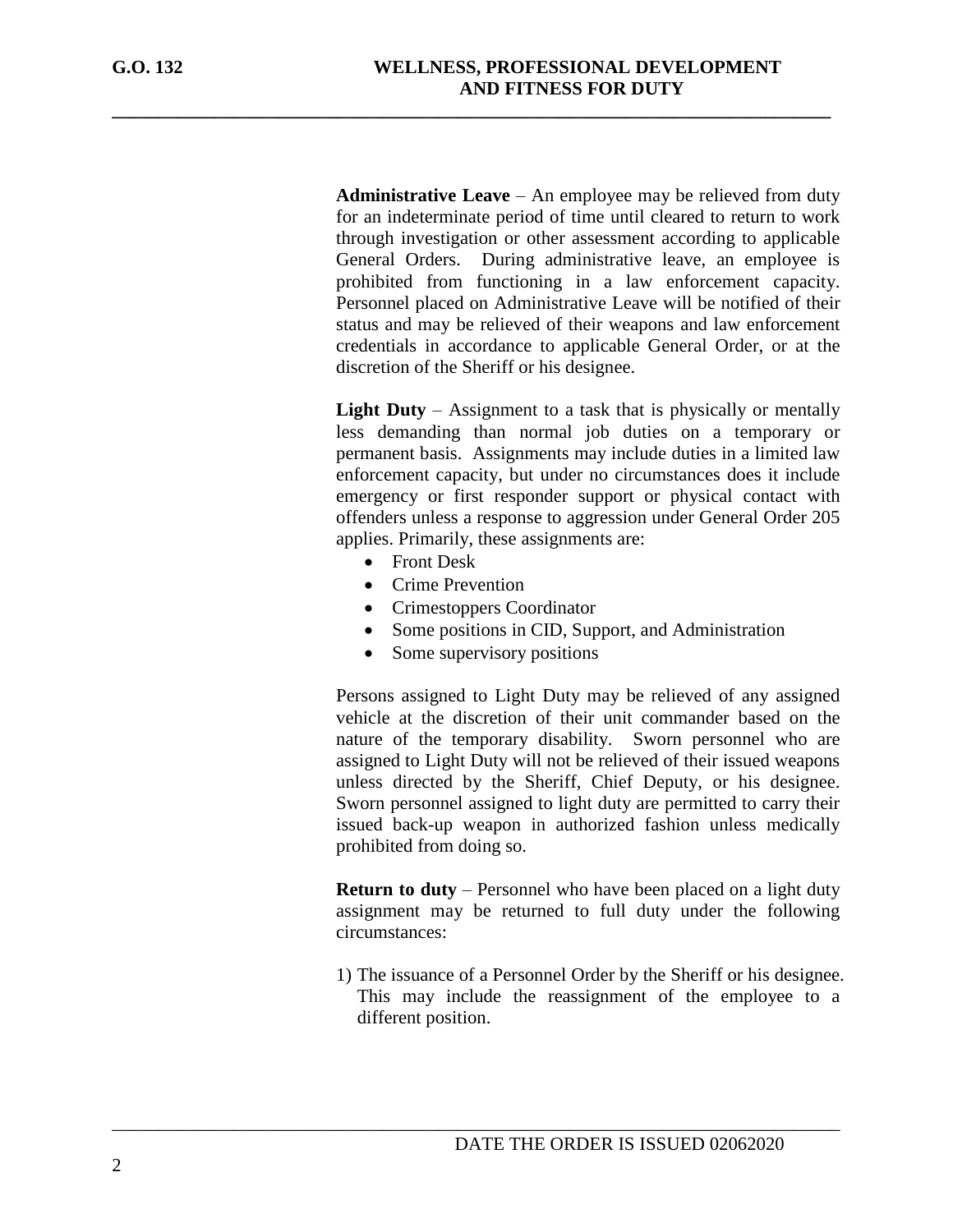**Administrative Leave** – An employee may be relieved from duty for an indeterminate period of time until cleared to return to work through investigation or other assessment according to applicable General Orders. During administrative leave, an employee is prohibited from functioning in a law enforcement capacity. Personnel placed on Administrative Leave will be notified of their status and may be relieved of their weapons and law enforcement credentials in accordance to applicable General Order, or at the discretion of the Sheriff or his designee.

**Light Duty** – Assignment to a task that is physically or mentally less demanding than normal job duties on a temporary or permanent basis. Assignments may include duties in a limited law enforcement capacity, but under no circumstances does it include emergency or first responder support or physical contact with offenders unless a response to aggression under General Order 205 applies. Primarily, these assignments are:

- Front Desk
- Crime Prevention
- Crimestoppers Coordinator
- Some positions in CID, Support, and Administration
- Some supervisory positions

Persons assigned to Light Duty may be relieved of any assigned vehicle at the discretion of their unit commander based on the nature of the temporary disability. Sworn personnel who are assigned to Light Duty will not be relieved of their issued weapons unless directed by the Sheriff, Chief Deputy, or his designee. Sworn personnel assigned to light duty are permitted to carry their issued back-up weapon in authorized fashion unless medically prohibited from doing so.

**Return to duty** – Personnel who have been placed on a light duty assignment may be returned to full duty under the following circumstances:

1) The issuance of a Personnel Order by the Sheriff or his designee. This may include the reassignment of the employee to a different position.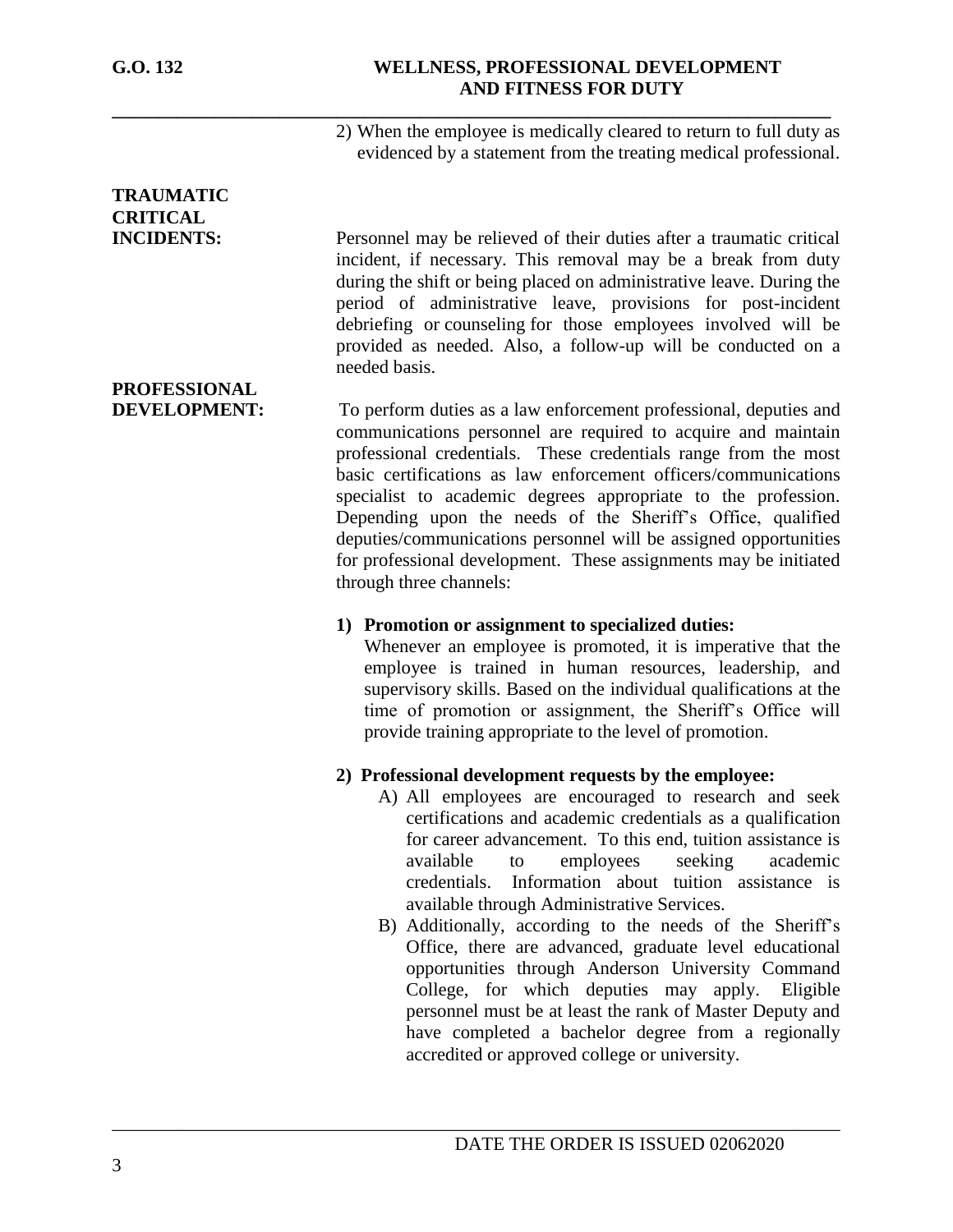2) When the employee is medically cleared to return to full duty as evidenced by a statement from the treating medical professional.

**TRAUMATIC CRITICAL INCIDENTS:**

Personnel may be relieved of their duties after a traumatic critical incident, if necessary. This removal may be a break from duty during the shift or being placed on administrative leave. During the period of administrative leave, provisions for post-incident debriefing or counseling for those employees involved will be provided as needed. Also, a follow-up will be conducted on a needed basis.

**PROFESSIONAL DEVELOPMENT:**

To perform duties as a law enforcement professional, deputies and communications personnel are required to acquire and maintain professional credentials. These credentials range from the most basic certifications as law enforcement officers/communications specialist to academic degrees appropriate to the profession. Depending upon the needs of the Sheriff's Office, qualified deputies/communications personnel will be assigned opportunities for professional development. These assignments may be initiated through three channels:

**1) Promotion or assignment to specialized duties:**
Whenever an employee is promoted, it is imperative that the employee is trained in human resources, leadership, and supervisory skills. Based on the individual qualifications at the time of promotion or assignment, the Sheriff's Office will provide training appropriate to the level of promotion.

**2) Professional development requests by the employee:**

A) All employees are encouraged to research and seek certifications and academic credentials as a qualification for career advancement. To this end, tuition assistance is available to employees seeking academic credentials. Information about tuition assistance is available through Administrative Services.

B) Additionally, according to the needs of the Sheriff's Office, there are advanced, graduate level educational opportunities through Anderson University Command College, for which deputies may apply. Eligible personnel must be at least the rank of Master Deputy and have completed a bachelor degree from a regionally accredited or approved college or university.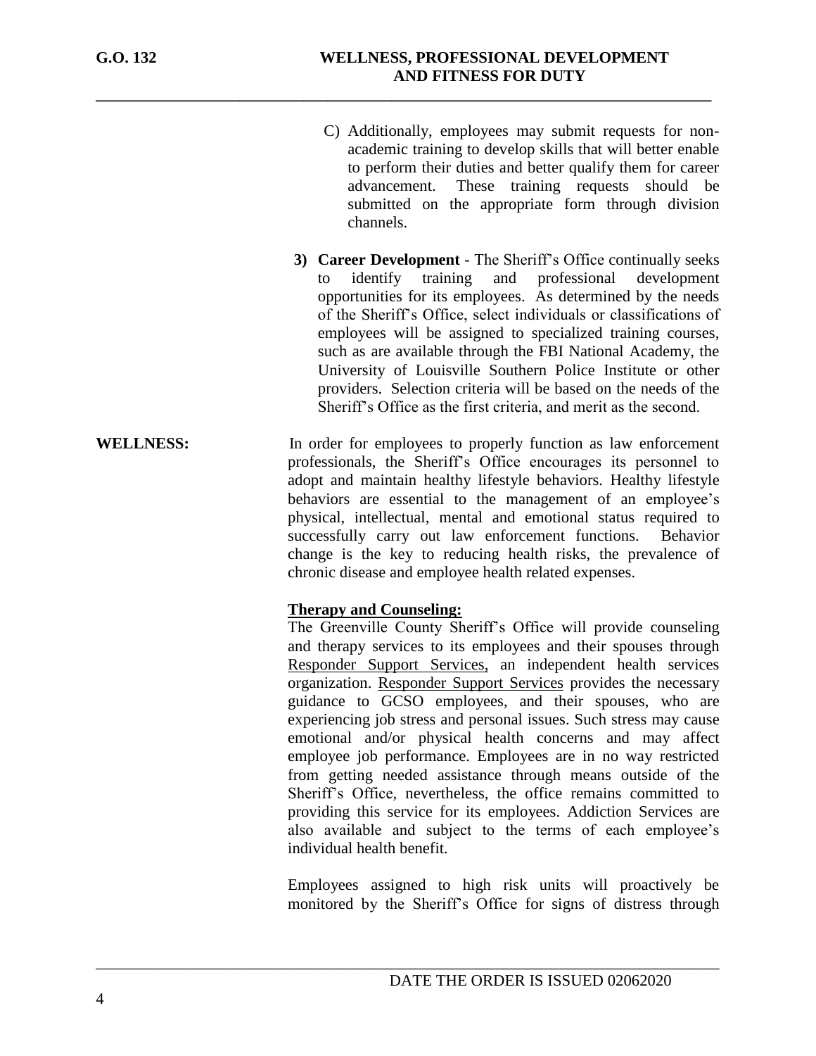C) Additionally, employees may submit requests for non-academic training to develop skills that will better enable to perform their duties and better qualify them for career advancement. These training requests should be submitted on the appropriate form through division channels.

**3) Career Development** - The Sheriff's Office continually seeks to identify training and professional development opportunities for its employees. As determined by the needs of the Sheriff's Office, select individuals or classifications of employees will be assigned to specialized training courses, such as are available through the FBI National Academy, the University of Louisville Southern Police Institute or other providers. Selection criteria will be based on the needs of the Sheriff's Office as the first criteria, and merit as the second.

**WELLNESS:** In order for employees to properly function as law enforcement professionals, the Sheriff's Office encourages its personnel to adopt and maintain healthy lifestyle behaviors. Healthy lifestyle behaviors are essential to the management of an employee's physical, intellectual, mental and emotional status required to successfully carry out law enforcement functions. Behavior change is the key to reducing health risks, the prevalence of chronic disease and employee health related expenses.

**Therapy and Counseling:**

The Greenville County Sheriff's Office will provide counseling and therapy services to its employees and their spouses through Responder Support Services, an independent health services organization. Responder Support Services provides the necessary guidance to GCSO employees, and their spouses, who are experiencing job stress and personal issues. Such stress may cause emotional and/or physical health concerns and may affect employee job performance. Employees are in no way restricted from getting needed assistance through means outside of the Sheriff's Office, nevertheless, the office remains committed to providing this service for its employees. Addiction Services are also available and subject to the terms of each employee's individual health benefit.

Employees assigned to high risk units will proactively be monitored by the Sheriff's Office for signs of distress through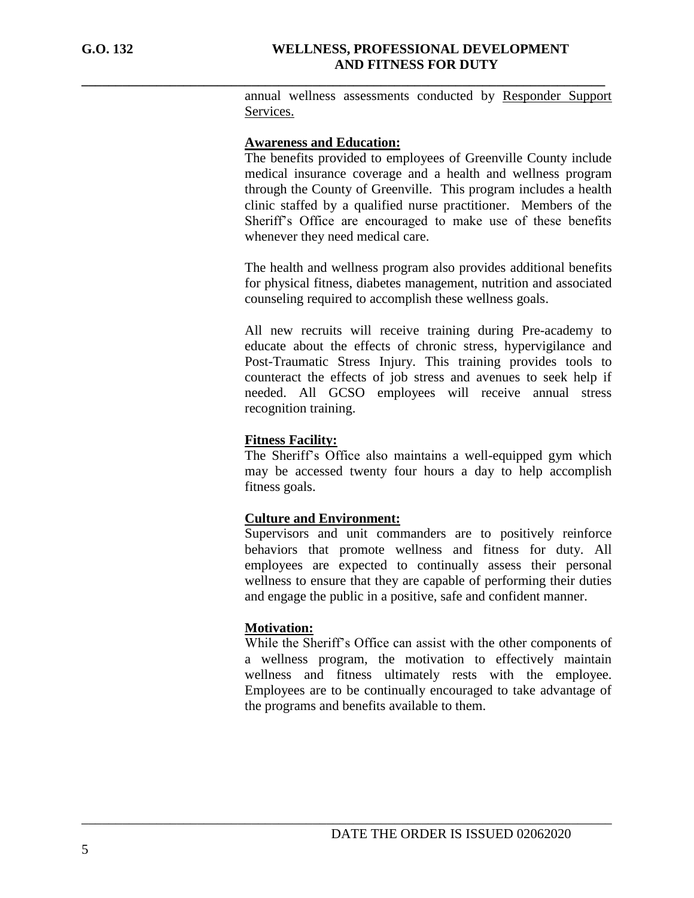annual wellness assessments conducted by <u>Responder Support Services.</u>

**<u>Awareness and Education:</u>**

The benefits provided to employees of Greenville County include medical insurance coverage and a health and wellness program through the County of Greenville. This program includes a health clinic staffed by a qualified nurse practitioner. Members of the Sheriff's Office are encouraged to make use of these benefits whenever they need medical care.

The health and wellness program also provides additional benefits for physical fitness, diabetes management, nutrition and associated counseling required to accomplish these wellness goals.

All new recruits will receive training during Pre-academy to educate about the effects of chronic stress, hypervigilance and Post-Traumatic Stress Injury. This training provides tools to counteract the effects of job stress and avenues to seek help if needed. All GCSO employees will receive annual stress recognition training.

**<u>Fitness Facility:</u>**

The Sheriff's Office also maintains a well-equipped gym which may be accessed twenty four hours a day to help accomplish fitness goals.

**<u>Culture and Environment:</u>**

Supervisors and unit commanders are to positively reinforce behaviors that promote wellness and fitness for duty. All employees are expected to continually assess their personal wellness to ensure that they are capable of performing their duties and engage the public in a positive, safe and confident manner.

**<u>Motivation:</u>**

While the Sheriff's Office can assist with the other components of a wellness program, the motivation to effectively maintain wellness and fitness ultimately rests with the employee. Employees are to be continually encouraged to take advantage of the programs and benefits available to them.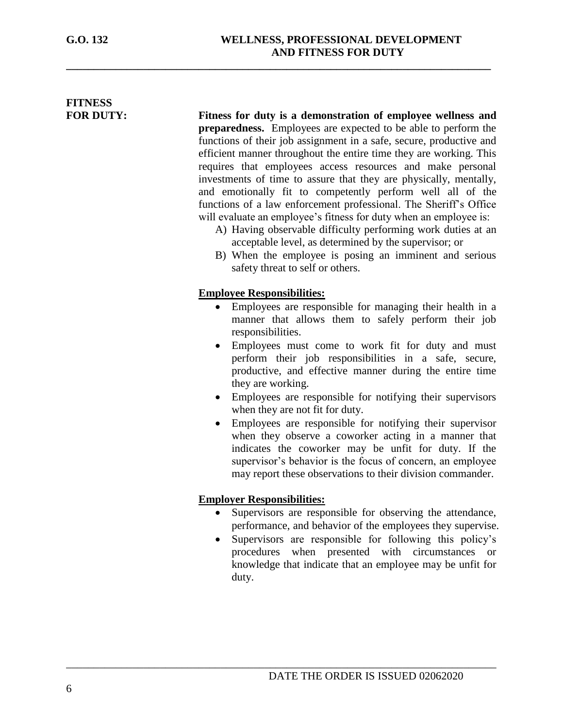## FITNESS FOR DUTY:

**Fitness for duty is a demonstration of employee wellness and preparedness.** Employees are expected to be able to perform the functions of their job assignment in a safe, secure, productive and efficient manner throughout the entire time they are working. This requires that employees access resources and make personal investments of time to assure that they are physically, mentally, and emotionally fit to competently perform well all of the functions of a law enforcement professional. The Sheriff's Office will evaluate an employee's fitness for duty when an employee is:

A) Having observable difficulty performing work duties at an acceptable level, as determined by the supervisor; or
B) When the employee is posing an imminent and serious safety threat to self or others.

**Employee Responsibilities:**

- Employees are responsible for managing their health in a manner that allows them to safely perform their job responsibilities.
- Employees must come to work fit for duty and must perform their job responsibilities in a safe, secure, productive, and effective manner during the entire time they are working.
- Employees are responsible for notifying their supervisors when they are not fit for duty.
- Employees are responsible for notifying their supervisor when they observe a coworker acting in a manner that indicates the coworker may be unfit for duty. If the supervisor's behavior is the focus of concern, an employee may report these observations to their division commander.

**Employer Responsibilities:**

- Supervisors are responsible for observing the attendance, performance, and behavior of the employees they supervise.
- Supervisors are responsible for following this policy's procedures when presented with circumstances or knowledge that indicate that an employee may be unfit for duty.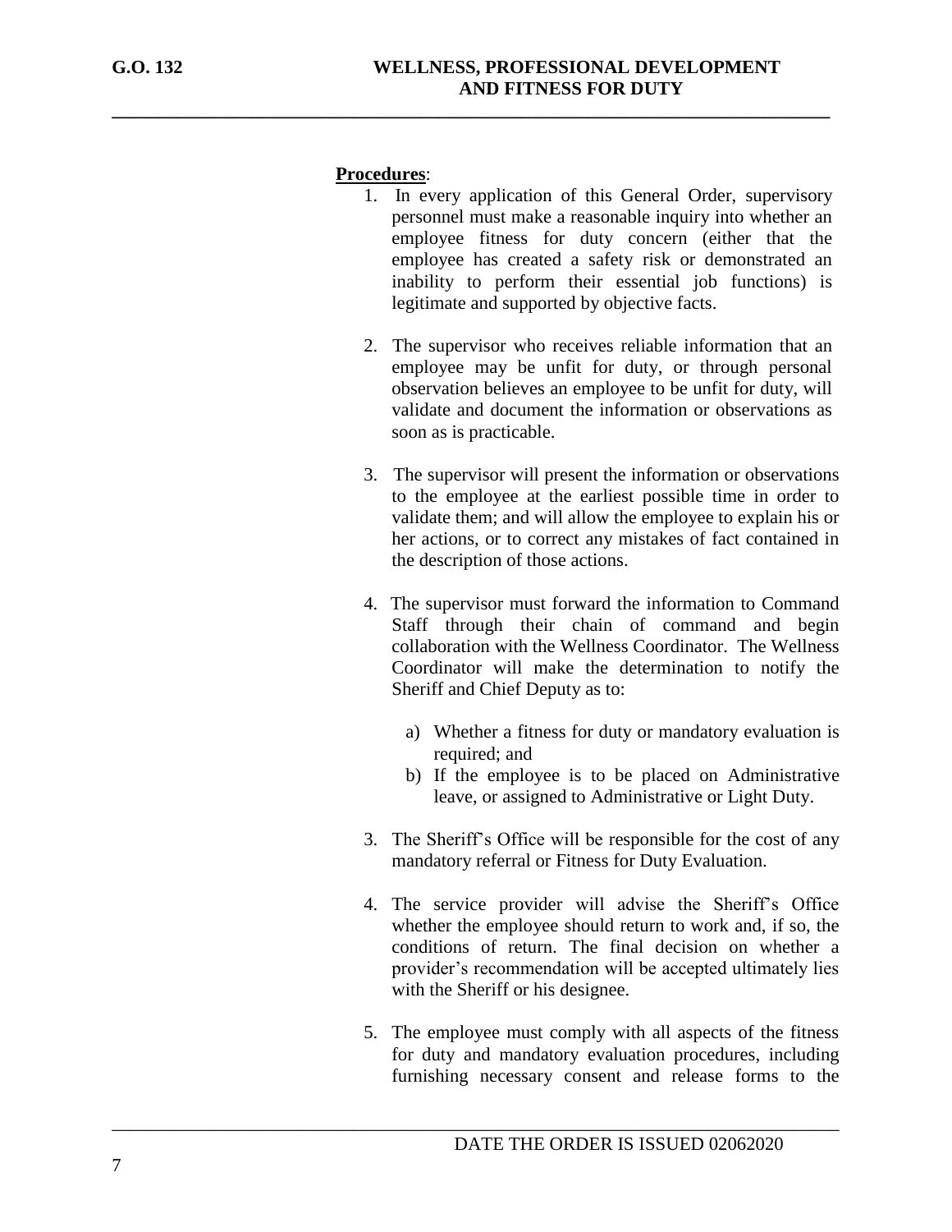**Procedures**:

1. In every application of this General Order, supervisory personnel must make a reasonable inquiry into whether an employee fitness for duty concern (either that the employee has created a safety risk or demonstrated an inability to perform their essential job functions) is legitimate and supported by objective facts.

2. The supervisor who receives reliable information that an employee may be unfit for duty, or through personal observation believes an employee to be unfit for duty, will validate and document the information or observations as soon as is practicable.

3. The supervisor will present the information or observations to the employee at the earliest possible time in order to validate them; and will allow the employee to explain his or her actions, or to correct any mistakes of fact contained in the description of those actions.

4. The supervisor must forward the information to Command Staff through their chain of command and begin collaboration with the Wellness Coordinator. The Wellness Coordinator will make the determination to notify the Sheriff and Chief Deputy as to:

    a) Whether a fitness for duty or mandatory evaluation is required; and
    b) If the employee is to be placed on Administrative leave, or assigned to Administrative or Light Duty.

3. The Sheriff's Office will be responsible for the cost of any mandatory referral or Fitness for Duty Evaluation.

4. The service provider will advise the Sheriff's Office whether the employee should return to work and, if so, the conditions of return. The final decision on whether a provider's recommendation will be accepted ultimately lies with the Sheriff or his designee.

5. The employee must comply with all aspects of the fitness for duty and mandatory evaluation procedures, including furnishing necessary consent and release forms to the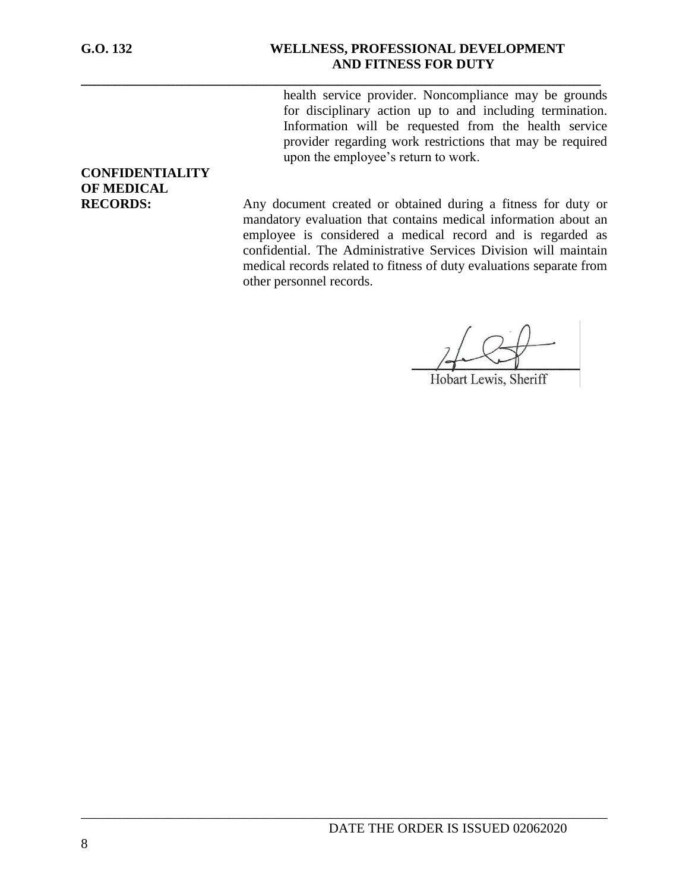health service provider. Noncompliance may be grounds for disciplinary action up to and including termination. Information will be requested from the health service provider regarding work restrictions that may be required upon the employee's return to work.

**CONFIDENTIALITY OF MEDICAL RECORDS:**

Any document created or obtained during a fitness for duty or mandatory evaluation that contains medical information about an employee is considered a medical record and is regarded as confidential. The Administrative Services Division will maintain medical records related to fitness of duty evaluations separate from other personnel records.

Hobart Lewis, Sheriff

DATE THE ORDER IS ISSUED 02062020